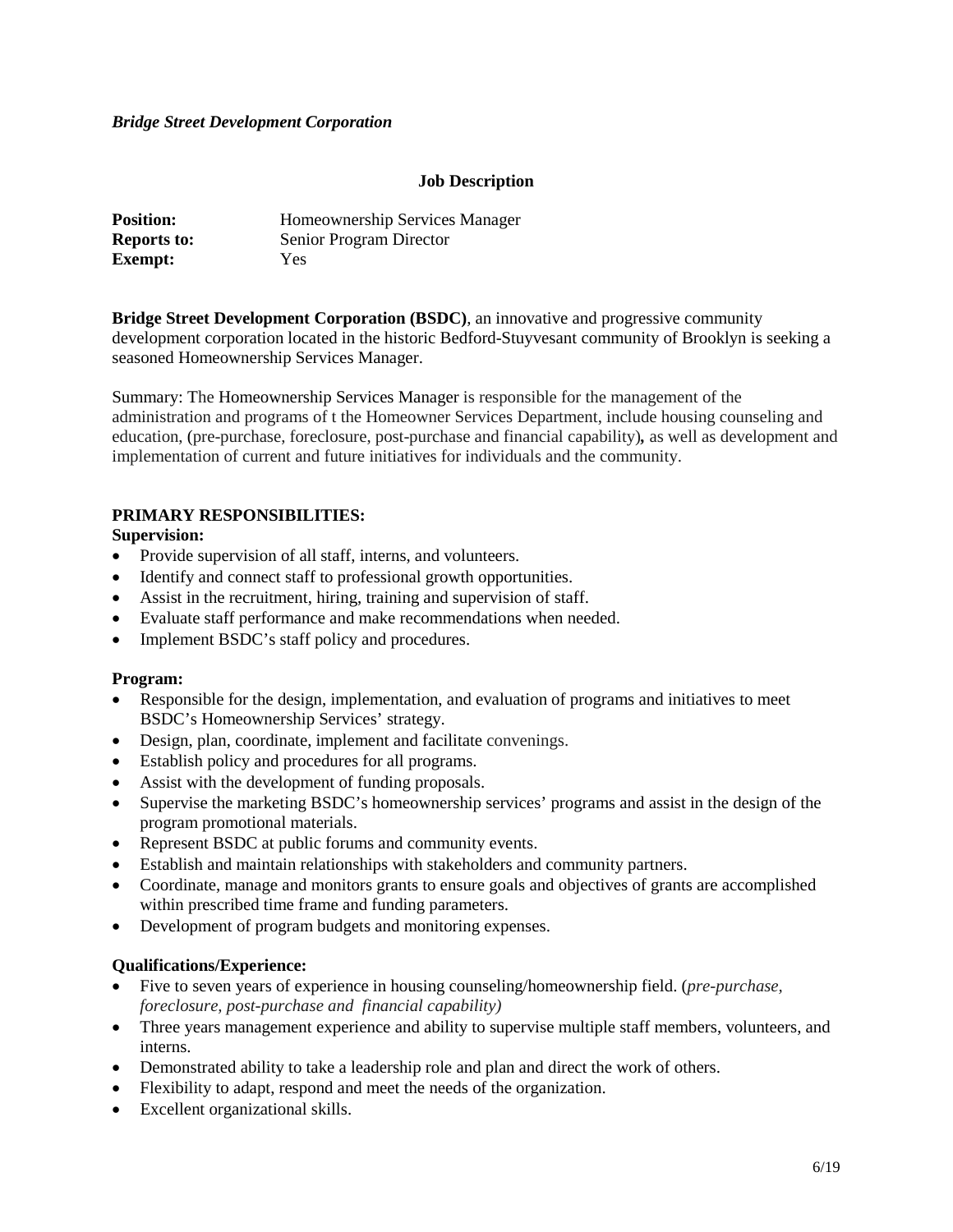***Bridge Street Development Corporation***

**Job Description**

| | |
|---|---|
| **Position:** | Homeownership Services Manager |
| **Reports to:** | Senior Program Director |
| **Exempt:** | Yes |

**Bridge Street Development Corporation (BSDC)**, an innovative and progressive community development corporation located in the historic Bedford-Stuyvesant community of Brooklyn is seeking a seasoned Homeownership Services Manager.

Summary: The Homeownership Services Manager is responsible for the management of the administration and programs of t the Homeowner Services Department, include housing counseling and education, (pre-purchase, foreclosure, post-purchase and financial capability)**,** as well as development and implementation of current and future initiatives for individuals and the community.

**PRIMARY RESPONSIBILITIES:**

**Supervision:**

- Provide supervision of all staff, interns, and volunteers.
- Identify and connect staff to professional growth opportunities.
- Assist in the recruitment, hiring, training and supervision of staff.
- Evaluate staff performance and make recommendations when needed.
- Implement BSDC's staff policy and procedures.

**Program:**

- Responsible for the design, implementation, and evaluation of programs and initiatives to meet BSDC's Homeownership Services' strategy.
- Design, plan, coordinate, implement and facilitate convenings.
- Establish policy and procedures for all programs.
- Assist with the development of funding proposals.
- Supervise the marketing BSDC's homeownership services' programs and assist in the design of the program promotional materials.
- Represent BSDC at public forums and community events.
- Establish and maintain relationships with stakeholders and community partners.
- Coordinate, manage and monitors grants to ensure goals and objectives of grants are accomplished within prescribed time frame and funding parameters.
- Development of program budgets and monitoring expenses.

**Qualifications/Experience:**

- Five to seven years of experience in housing counseling/homeownership field. (*pre-purchase, foreclosure, post-purchase and financial capability)*
- Three years management experience and ability to supervise multiple staff members, volunteers, and interns.
- Demonstrated ability to take a leadership role and plan and direct the work of others.
- Flexibility to adapt, respond and meet the needs of the organization.
- Excellent organizational skills.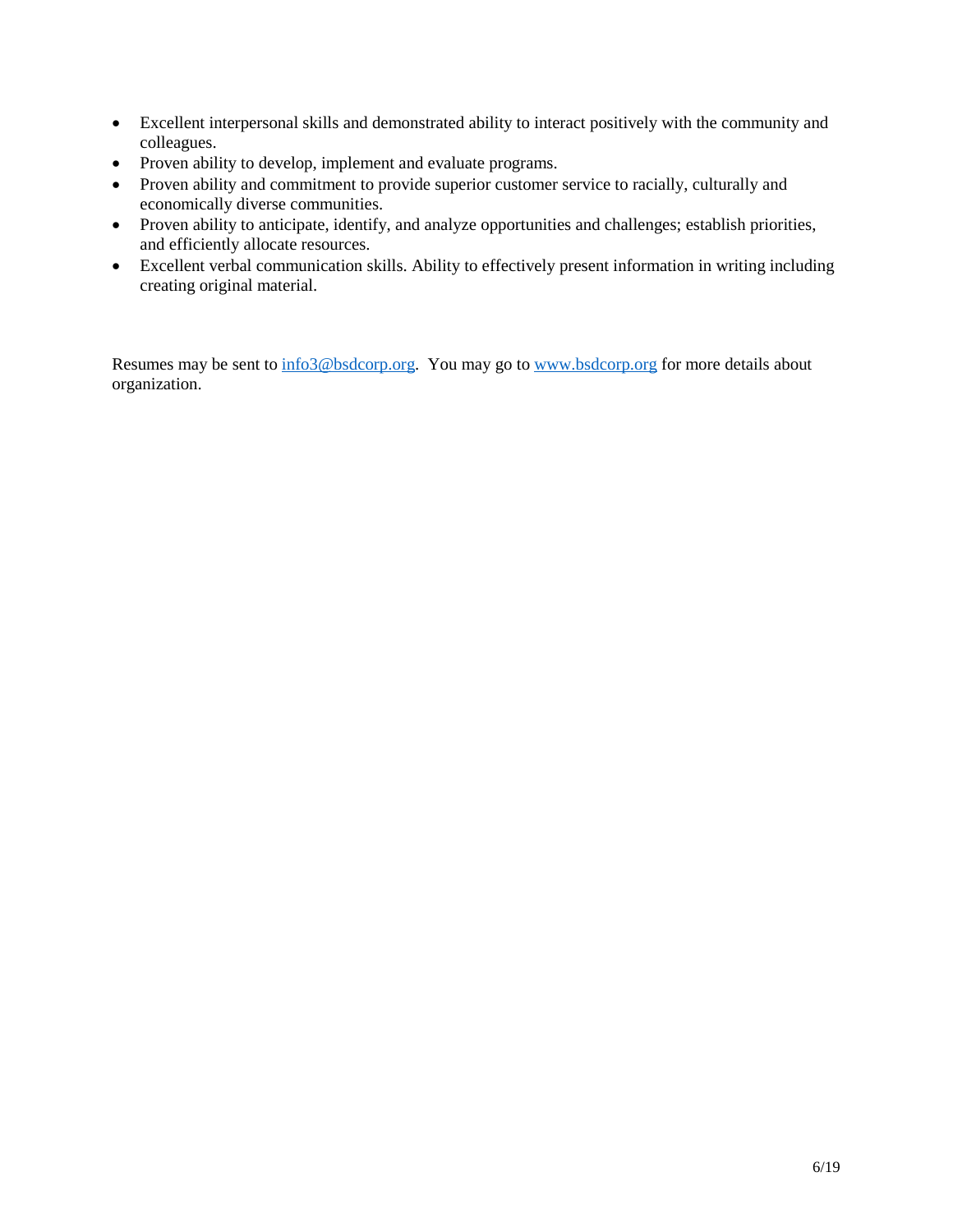- Excellent interpersonal skills and demonstrated ability to interact positively with the community and colleagues.
- Proven ability to develop, implement and evaluate programs.
- Proven ability and commitment to provide superior customer service to racially, culturally and economically diverse communities.
- Proven ability to anticipate, identify, and analyze opportunities and challenges; establish priorities, and efficiently allocate resources.
- Excellent verbal communication skills. Ability to effectively present information in writing including creating original material.

Resumes may be sent to info3@bsdcorp.org. You may go to www.bsdcorp.org for more details about organization.

6/19